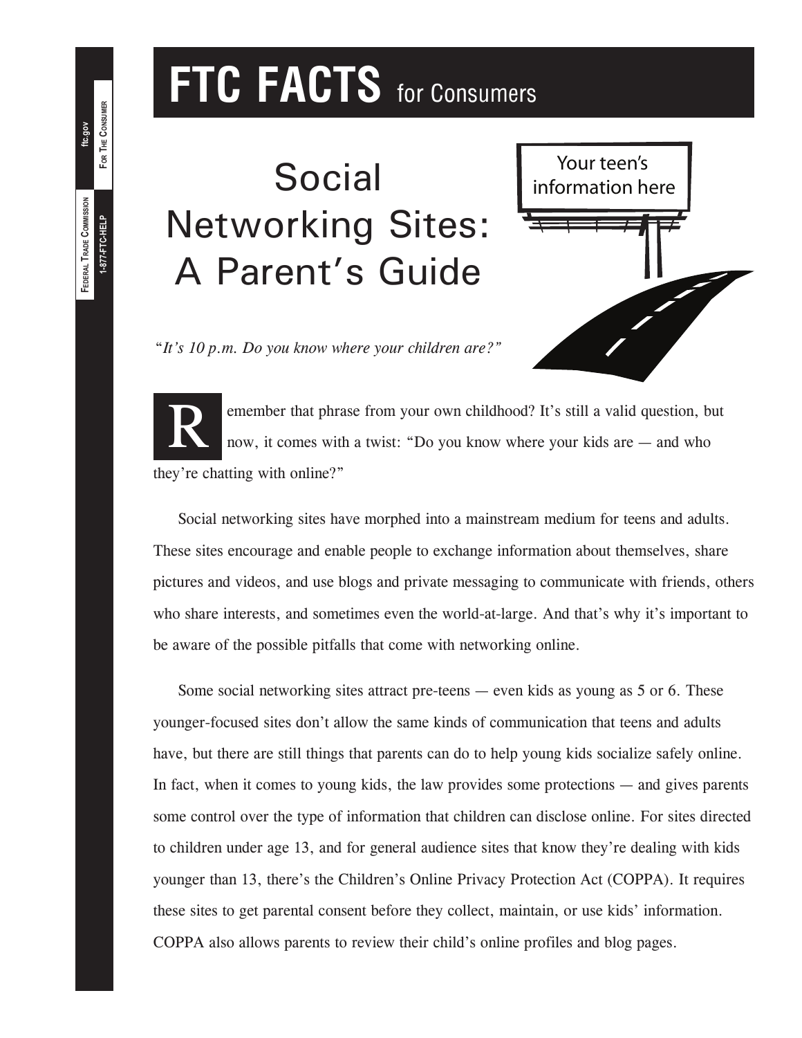# FTC FACTS for Consumers

# Social Networking Sites: A Parent's Guide

*"It's 10 p.m. Do you know where your children are?"*

Remember that phrase from your own childhood? It's still a valid question, but now, it comes with a twist: "Do you know where your kids are — and who they're chatting with online?"

Social networking sites have morphed into a mainstream medium for teens and adults. These sites encourage and enable people to exchange information about themselves, share pictures and videos, and use blogs and private messaging to communicate with friends, others who share interests, and sometimes even the world-at-large. And that's why it's important to be aware of the possible pitfalls that come with networking online.

Some social networking sites attract pre-teens — even kids as young as 5 or 6. These younger-focused sites don't allow the same kinds of communication that teens and adults have, but there are still things that parents can do to help young kids socialize safely online. In fact, when it comes to young kids, the law provides some protections — and gives parents some control over the type of information that children can disclose online. For sites directed to children under age 13, and for general audience sites that know they're dealing with kids younger than 13, there's the Children's Online Privacy Protection Act (COPPA). It requires these sites to get parental consent before they collect, maintain, or use kids' information. COPPA also allows parents to review their child's online profiles and blog pages.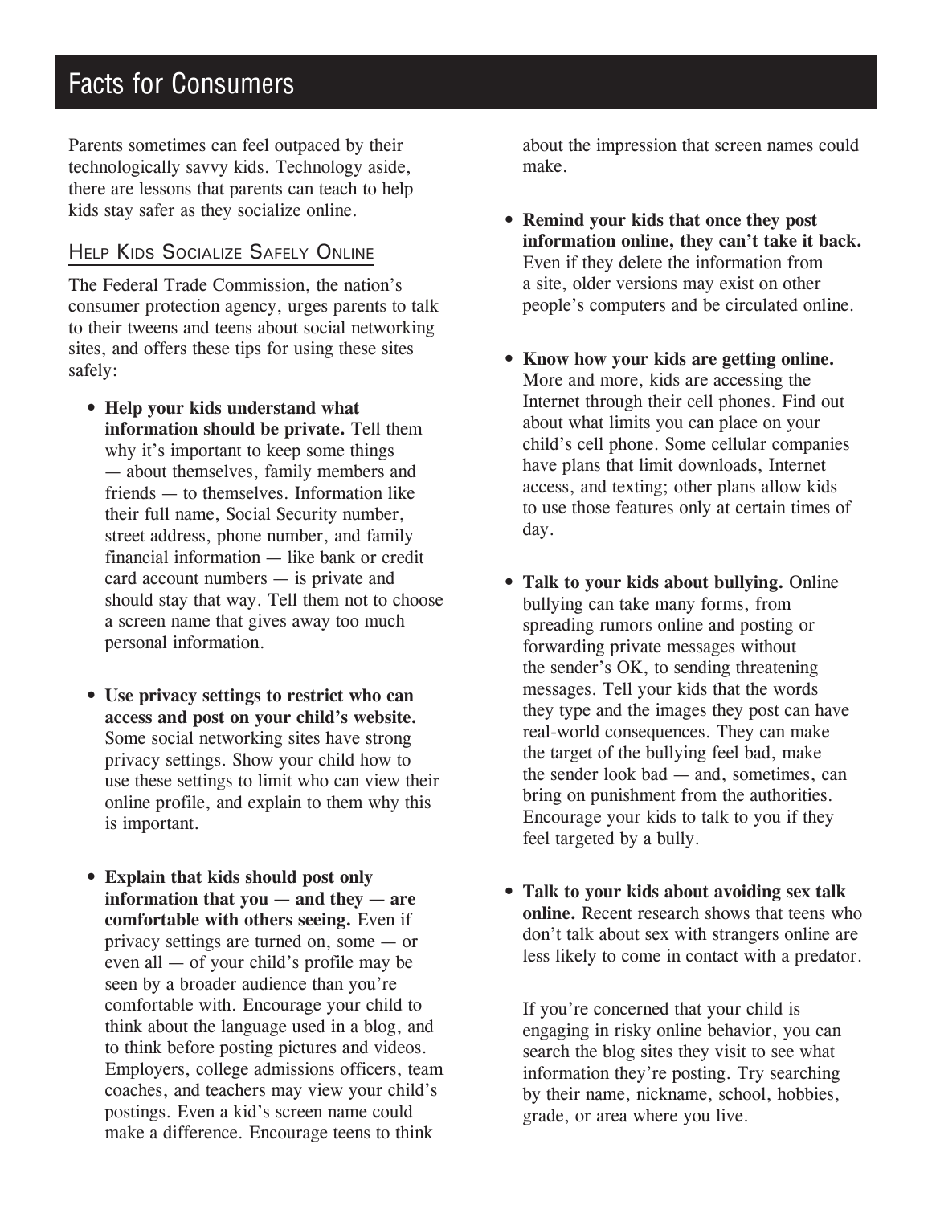# Facts for Consumers

Parents sometimes can feel outpaced by their technologically savvy kids. Technology aside, there are lessons that parents can teach to help kids stay safer as they socialize online.

## Help Kids Socialize Safely Online

The Federal Trade Commission, the nation's consumer protection agency, urges parents to talk to their tweens and teens about social networking sites, and offers these tips for using these sites safely:

- **Help your kids understand what information should be private.** Tell them why it's important to keep some things — about themselves, family members and friends — to themselves. Information like their full name, Social Security number, street address, phone number, and family financial information — like bank or credit card account numbers — is private and should stay that way. Tell them not to choose a screen name that gives away too much personal information.

- **Use privacy settings to restrict who can access and post on your child's website.** Some social networking sites have strong privacy settings. Show your child how to use these settings to limit who can view their online profile, and explain to them why this is important.

- **Explain that kids should post only information that you — and they — are comfortable with others seeing.** Even if privacy settings are turned on, some — or even all — of your child's profile may be seen by a broader audience than you're comfortable with. Encourage your child to think about the language used in a blog, and to think before posting pictures and videos. Employers, college admissions officers, team coaches, and teachers may view your child's postings. Even a kid's screen name could make a difference. Encourage teens to think about the impression that screen names could make.

- **Remind your kids that once they post information online, they can't take it back.** Even if they delete the information from a site, older versions may exist on other people's computers and be circulated online.

- **Know how your kids are getting online.** More and more, kids are accessing the Internet through their cell phones. Find out about what limits you can place on your child's cell phone. Some cellular companies have plans that limit downloads, Internet access, and texting; other plans allow kids to use those features only at certain times of day.

- **Talk to your kids about bullying.** Online bullying can take many forms, from spreading rumors online and posting or forwarding private messages without the sender's OK, to sending threatening messages. Tell your kids that the words they type and the images they post can have real-world consequences. They can make the target of the bullying feel bad, make the sender look bad — and, sometimes, can bring on punishment from the authorities. Encourage your kids to talk to you if they feel targeted by a bully.

- **Talk to your kids about avoiding sex talk online.** Recent research shows that teens who don't talk about sex with strangers online are less likely to come in contact with a predator.

  If you're concerned that your child is engaging in risky online behavior, you can search the blog sites they visit to see what information they're posting. Try searching by their name, nickname, school, hobbies, grade, or area where you live.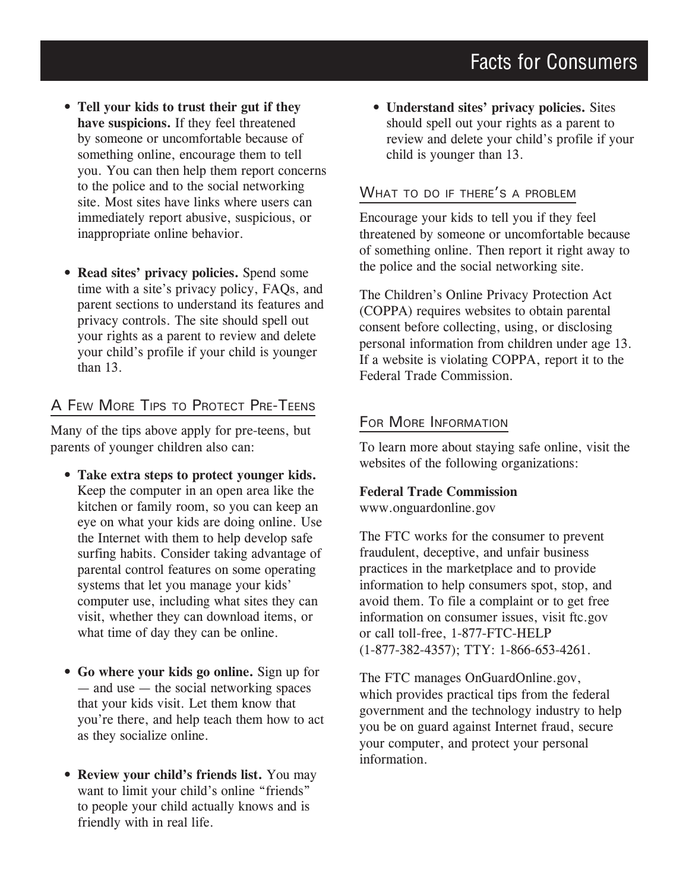- **Tell your kids to trust their gut if they have suspicions.** If they feel threatened by someone or uncomfortable because of something online, encourage them to tell you. You can then help them report concerns to the police and to the social networking site. Most sites have links where users can immediately report abusive, suspicious, or inappropriate online behavior.

- **Read sites' privacy policies.** Spend some time with a site's privacy policy, FAQs, and parent sections to understand its features and privacy controls. The site should spell out your rights as a parent to review and delete your child's profile if your child is younger than 13.

## A Few More Tips to Protect Pre-Teens

Many of the tips above apply for pre-teens, but parents of younger children also can:

- **Take extra steps to protect younger kids.** Keep the computer in an open area like the kitchen or family room, so you can keep an eye on what your kids are doing online. Use the Internet with them to help develop safe surfing habits. Consider taking advantage of parental control features on some operating systems that let you manage your kids' computer use, including what sites they can visit, whether they can download items, or what time of day they can be online.

- **Go where your kids go online.** Sign up for — and use — the social networking spaces that your kids visit. Let them know that you're there, and help teach them how to act as they socialize online.

- **Review your child's friends list.** You may want to limit your child's online "friends" to people your child actually knows and is friendly with in real life.

- **Understand sites' privacy policies.** Sites should spell out your rights as a parent to review and delete your child's profile if your child is younger than 13.

## What to do if there's a problem

Encourage your kids to tell you if they feel threatened by someone or uncomfortable because of something online. Then report it right away to the police and the social networking site.

The Children's Online Privacy Protection Act (COPPA) requires websites to obtain parental consent before collecting, using, or disclosing personal information from children under age 13. If a website is violating COPPA, report it to the Federal Trade Commission.

## For More Information

To learn more about staying safe online, visit the websites of the following organizations:

**Federal Trade Commission**
www.onguardonline.gov

The FTC works for the consumer to prevent fraudulent, deceptive, and unfair business practices in the marketplace and to provide information to help consumers spot, stop, and avoid them. To file a complaint or to get free information on consumer issues, visit ftc.gov or call toll-free, 1-877-FTC-HELP (1-877-382-4357); TTY: 1-866-653-4261.

The FTC manages OnGuardOnline.gov, which provides practical tips from the federal government and the technology industry to help you be on guard against Internet fraud, secure your computer, and protect your personal information.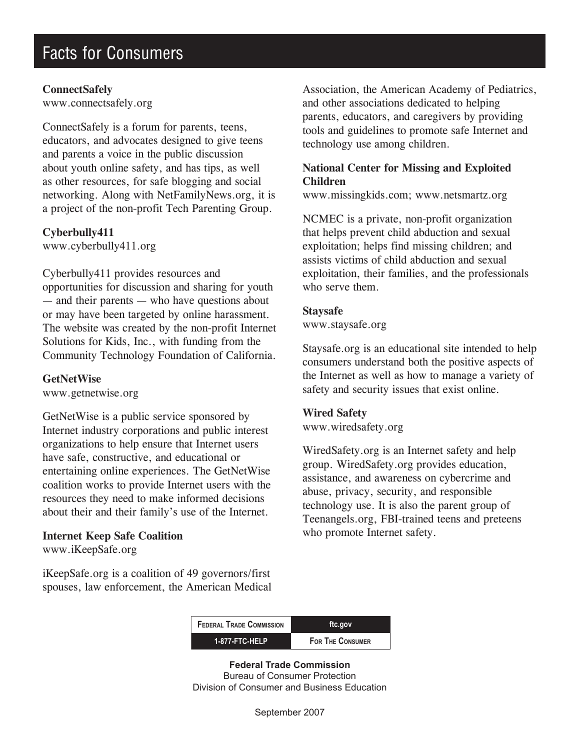**ConnectSafely**
www.connectsafely.org

ConnectSafely is a forum for parents, teens, educators, and advocates designed to give teens and parents a voice in the public discussion about youth online safety, and has tips, as well as other resources, for safe blogging and social networking. Along with NetFamilyNews.org, it is a project of the non-profit Tech Parenting Group.

**Cyberbully411**
www.cyberbully411.org

Cyberbully411 provides resources and opportunities for discussion and sharing for youth — and their parents — who have questions about or may have been targeted by online harassment. The website was created by the non-profit Internet Solutions for Kids, Inc., with funding from the Community Technology Foundation of California.

**GetNetWise**
www.getnetwise.org

GetNetWise is a public service sponsored by Internet industry corporations and public interest organizations to help ensure that Internet users have safe, constructive, and educational or entertaining online experiences. The GetNetWise coalition works to provide Internet users with the resources they need to make informed decisions about their and their family's use of the Internet.

**Internet Keep Safe Coalition**
www.iKeepSafe.org

iKeepSafe.org is a coalition of 49 governors/first spouses, law enforcement, the American Medical Association, the American Academy of Pediatrics, and other associations dedicated to helping parents, educators, and caregivers by providing tools and guidelines to promote safe Internet and technology use among children.

**National Center for Missing and Exploited Children**
www.missingkids.com; www.netsmartz.org

NCMEC is a private, non-profit organization that helps prevent child abduction and sexual exploitation; helps find missing children; and assists victims of child abduction and sexual exploitation, their families, and the professionals who serve them.

**Staysafe**
www.staysafe.org

Staysafe.org is an educational site intended to help consumers understand both the positive aspects of the Internet as well as how to manage a variety of safety and security issues that exist online.

**Wired Safety**
www.wiredsafety.org

WiredSafety.org is an Internet safety and help group. WiredSafety.org provides education, assistance, and awareness on cybercrime and abuse, privacy, security, and responsible technology use. It is also the parent group of Teenangels.org, FBI-trained teens and preteens who promote Internet safety.

| | |
|---|---|
| FEDERAL TRADE COMMISSION | ftc.gov |
| 1-877-FTC-HELP | FOR THE CONSUMER |

**Federal Trade Commission**
Bureau of Consumer Protection
Division of Consumer and Business Education

September 2007